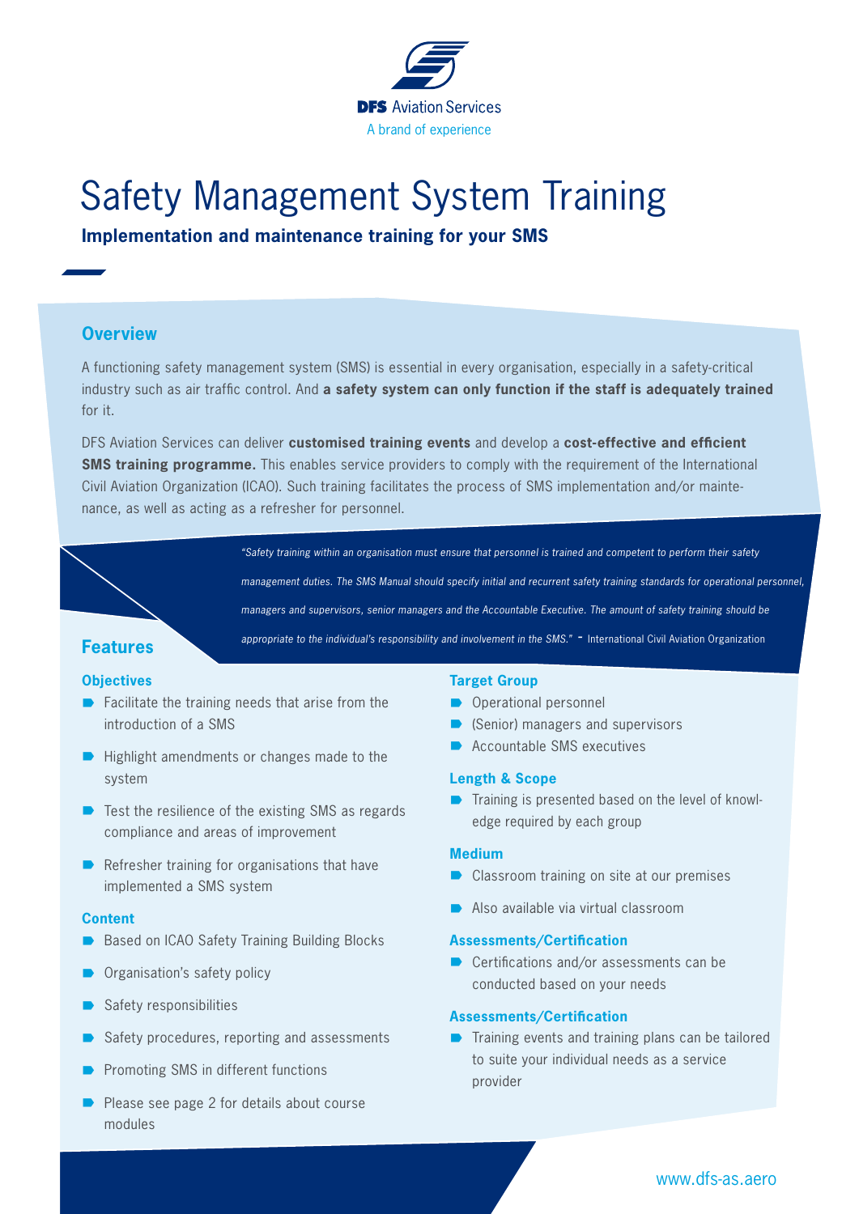DFS Aviation Services
A brand of experience

# Safety Management System Training

**Implementation and maintenance training for your SMS**

## Overview

A functioning safety management system (SMS) is essential in every organisation, especially in a safety-critical industry such as air traffic control. And **a safety system can only function if the staff is adequately trained** for it.

DFS Aviation Services can deliver **customised training events** and develop a **cost-effective and efficient SMS training programme.** This enables service providers to comply with the requirement of the International Civil Aviation Organization (ICAO). Such training facilitates the process of SMS implementation and/or maintenance, as well as acting as a refresher for personnel.

*"Safety training within an organisation must ensure that personnel is trained and competent to perform their safety management duties. The SMS Manual should specify initial and recurrent safety training standards for operational personnel, managers and supervisors, senior managers and the Accountable Executive. The amount of safety training should be appropriate to the individual's responsibility and involvement in the SMS."* - International Civil Aviation Organization

## Features

### Objectives

- Facilitate the training needs that arise from the introduction of a SMS
- Highlight amendments or changes made to the system
- Test the resilience of the existing SMS as regards compliance and areas of improvement
- Refresher training for organisations that have implemented a SMS system

### Content

- Based on ICAO Safety Training Building Blocks
- Organisation's safety policy
- Safety responsibilities
- Safety procedures, reporting and assessments
- Promoting SMS in different functions
- Please see page 2 for details about course modules

### Target Group

- Operational personnel
- (Senior) managers and supervisors
- Accountable SMS executives

### Length & Scope

- Training is presented based on the level of knowledge required by each group

### Medium

- Classroom training on site at our premises
- Also available via virtual classroom

### Assessments/Certification

- Certifications and/or assessments can be conducted based on your needs

### Assessments/Certification

- Training events and training plans can be tailored to suite your individual needs as a service provider

www.dfs-as.aero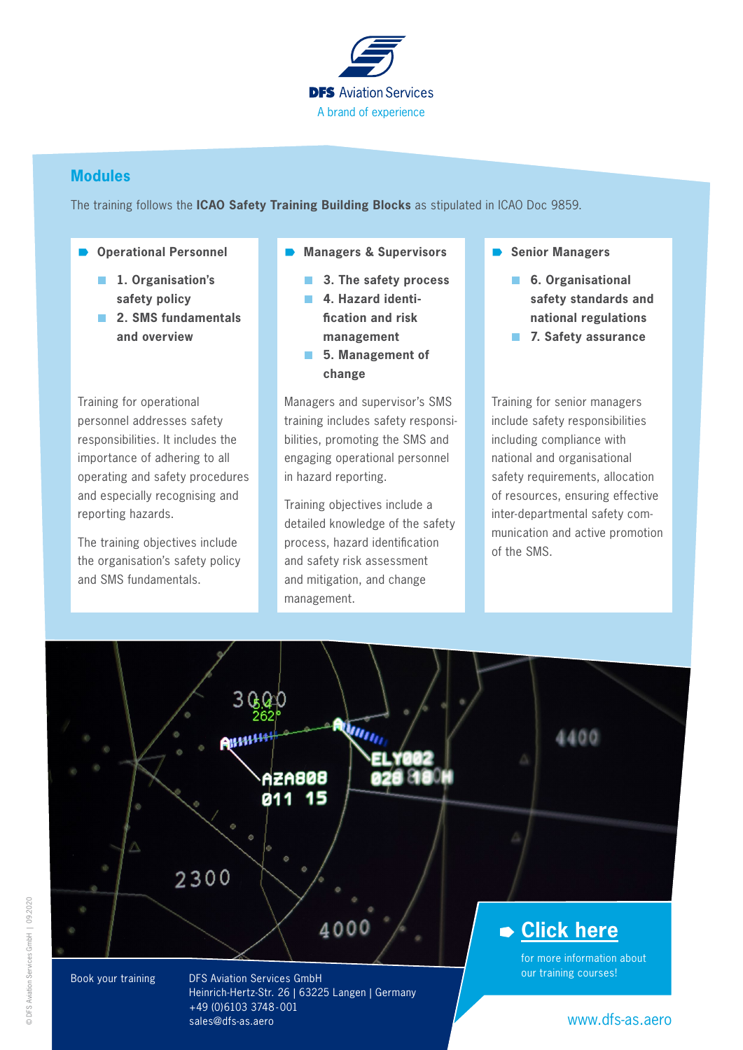**DFS** Aviation Services
A brand of experience

## Modules

The training follows the **ICAO Safety Training Building Blocks** as stipulated in ICAO Doc 9859.

### Operational Personnel

- **1. Organisation's safety policy**
- **2. SMS fundamentals and overview**

Training for operational personnel addresses safety responsibilities. It includes the importance of adhering to all operating and safety procedures and especially recognising and reporting hazards.

The training objectives include the organisation's safety policy and SMS fundamentals.

### Managers & Supervisors

- **3. The safety process**
- **4. Hazard identification and risk management**
- **5. Management of change**

Managers and supervisor's SMS training includes safety responsibilities, promoting the SMS and engaging operational personnel in hazard reporting.

Training objectives include a detailed knowledge of the safety process, hazard identification and safety risk assessment and mitigation, and change management.

### Senior Managers

- **6. Organisational safety standards and national regulations**
- **7. Safety assurance**

Training for senior managers include safety responsibilities including compliance with national and organisational safety requirements, allocation of resources, ensuring effective inter-departmental safety communication and active promotion of the SMS.

**Click here**

for more information about our training courses!

Book your training

DFS Aviation Services GmbH
Heinrich-Hertz-Str. 26 | 63225 Langen | Germany
+49 (0)6103 3748-001
sales@dfs-as.aero

www.dfs-as.aero

© DFS Aviation Services GmbH | 09.2020